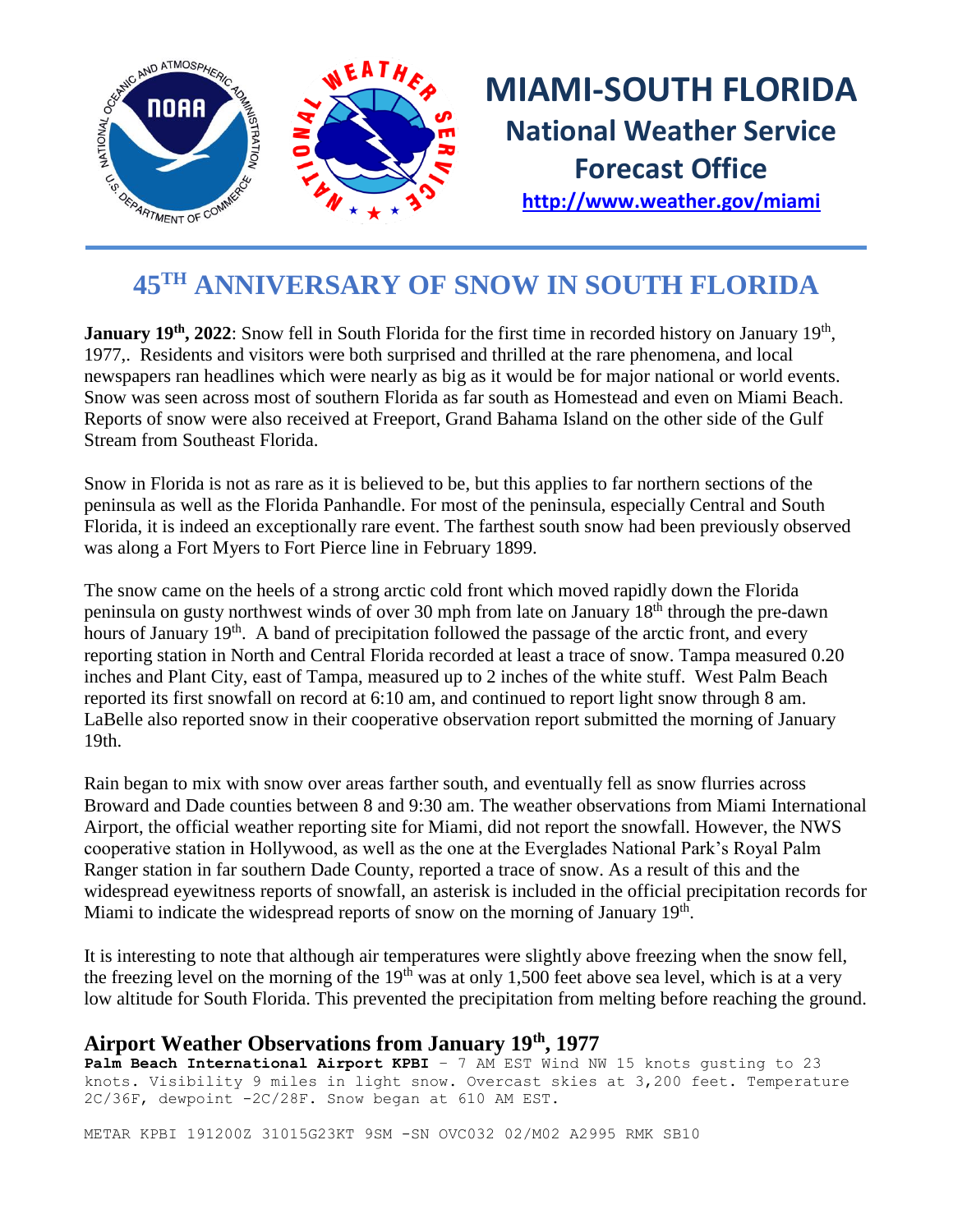# MIAMI-SOUTH FLORIDA

## National Weather Service Forecast Office

http://www.weather.gov/miami

# 45TH ANNIVERSARY OF SNOW IN SOUTH FLORIDA

**January 19th, 2022**: Snow fell in South Florida for the first time in recorded history on January 19th, 1977,. Residents and visitors were both surprised and thrilled at the rare phenomena, and local newspapers ran headlines which were nearly as big as it would be for major national or world events. Snow was seen across most of southern Florida as far south as Homestead and even on Miami Beach. Reports of snow were also received at Freeport, Grand Bahama Island on the other side of the Gulf Stream from Southeast Florida.

Snow in Florida is not as rare as it is believed to be, but this applies to far northern sections of the peninsula as well as the Florida Panhandle. For most of the peninsula, especially Central and South Florida, it is indeed an exceptionally rare event. The farthest south snow had been previously observed was along a Fort Myers to Fort Pierce line in February 1899.

The snow came on the heels of a strong arctic cold front which moved rapidly down the Florida peninsula on gusty northwest winds of over 30 mph from late on January 18th through the pre-dawn hours of January 19th. A band of precipitation followed the passage of the arctic front, and every reporting station in North and Central Florida recorded at least a trace of snow. Tampa measured 0.20 inches and Plant City, east of Tampa, measured up to 2 inches of the white stuff. West Palm Beach reported its first snowfall on record at 6:10 am, and continued to report light snow through 8 am. LaBelle also reported snow in their cooperative observation report submitted the morning of January 19th.

Rain began to mix with snow over areas farther south, and eventually fell as snow flurries across Broward and Dade counties between 8 and 9:30 am. The weather observations from Miami International Airport, the official weather reporting site for Miami, did not report the snowfall. However, the NWS cooperative station in Hollywood, as well as the one at the Everglades National Park's Royal Palm Ranger station in far southern Dade County, reported a trace of snow. As a result of this and the widespread eyewitness reports of snowfall, an asterisk is included in the official precipitation records for Miami to indicate the widespread reports of snow on the morning of January 19th.

It is interesting to note that although air temperatures were slightly above freezing when the snow fell, the freezing level on the morning of the 19th was at only 1,500 feet above sea level, which is at a very low altitude for South Florida. This prevented the precipitation from melting before reaching the ground.

## Airport Weather Observations from January 19th, 1977

**Palm Beach International Airport KPBI** – 7 AM EST Wind NW 15 knots gusting to 23 knots. Visibility 9 miles in light snow. Overcast skies at 3,200 feet. Temperature 2C/36F, dewpoint -2C/28F. Snow began at 610 AM EST.

```
METAR KPBI 191200Z 31015G23KT 9SM -SN OVC032 02/M02 A2995 RMK SB10
```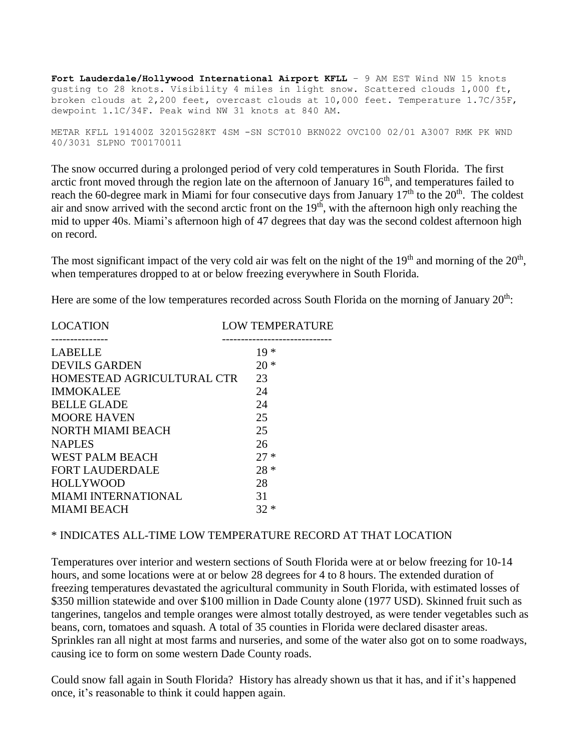**Fort Lauderdale/Hollywood International Airport KFLL** – 9 AM EST Wind NW 15 knots gusting to 28 knots. Visibility 4 miles in light snow. Scattered clouds 1,000 ft, broken clouds at 2,200 feet, overcast clouds at 10,000 feet. Temperature 1.7C/35F, dewpoint 1.1C/34F. Peak wind NW 31 knots at 840 AM.

```
METAR KFLL 191400Z 32015G28KT 4SM -SN SCT010 BKN022 OVC100 02/01 A3007 RMK PK WND 40/3031 SLPNO T00170011
```

The snow occurred during a prolonged period of very cold temperatures in South Florida. The first arctic front moved through the region late on the afternoon of January 16th, and temperatures failed to reach the 60-degree mark in Miami for four consecutive days from January 17th to the 20th. The coldest air and snow arrived with the second arctic front on the 19th, with the afternoon high only reaching the mid to upper 40s. Miami's afternoon high of 47 degrees that day was the second coldest afternoon high on record.

The most significant impact of the very cold air was felt on the night of the 19th and morning of the 20th, when temperatures dropped to at or below freezing everywhere in South Florida.

Here are some of the low temperatures recorded across South Florida on the morning of January 20th:

| LOCATION | LOW TEMPERATURE |
|---|---|
| LABELLE | 19 * |
| DEVILS GARDEN | 20 * |
| HOMESTEAD AGRICULTURAL CTR | 23 |
| IMMOKALEE | 24 |
| BELLE GLADE | 24 |
| MOORE HAVEN | 25 |
| NORTH MIAMI BEACH | 25 |
| NAPLES | 26 |
| WEST PALM BEACH | 27 * |
| FORT LAUDERDALE | 28 * |
| HOLLYWOOD | 28 |
| MIAMI INTERNATIONAL | 31 |
| MIAMI BEACH | 32 * |

\* INDICATES ALL-TIME LOW TEMPERATURE RECORD AT THAT LOCATION

Temperatures over interior and western sections of South Florida were at or below freezing for 10-14 hours, and some locations were at or below 28 degrees for 4 to 8 hours. The extended duration of freezing temperatures devastated the agricultural community in South Florida, with estimated losses of $350 million statewide and over $100 million in Dade County alone (1977 USD). Skinned fruit such as tangerines, tangelos and temple oranges were almost totally destroyed, as were tender vegetables such as beans, corn, tomatoes and squash. A total of 35 counties in Florida were declared disaster areas. Sprinkles ran all night at most farms and nurseries, and some of the water also got on to some roadways, causing ice to form on some western Dade County roads.

Could snow fall again in South Florida? History has already shown us that it has, and if it's happened once, it's reasonable to think it could happen again.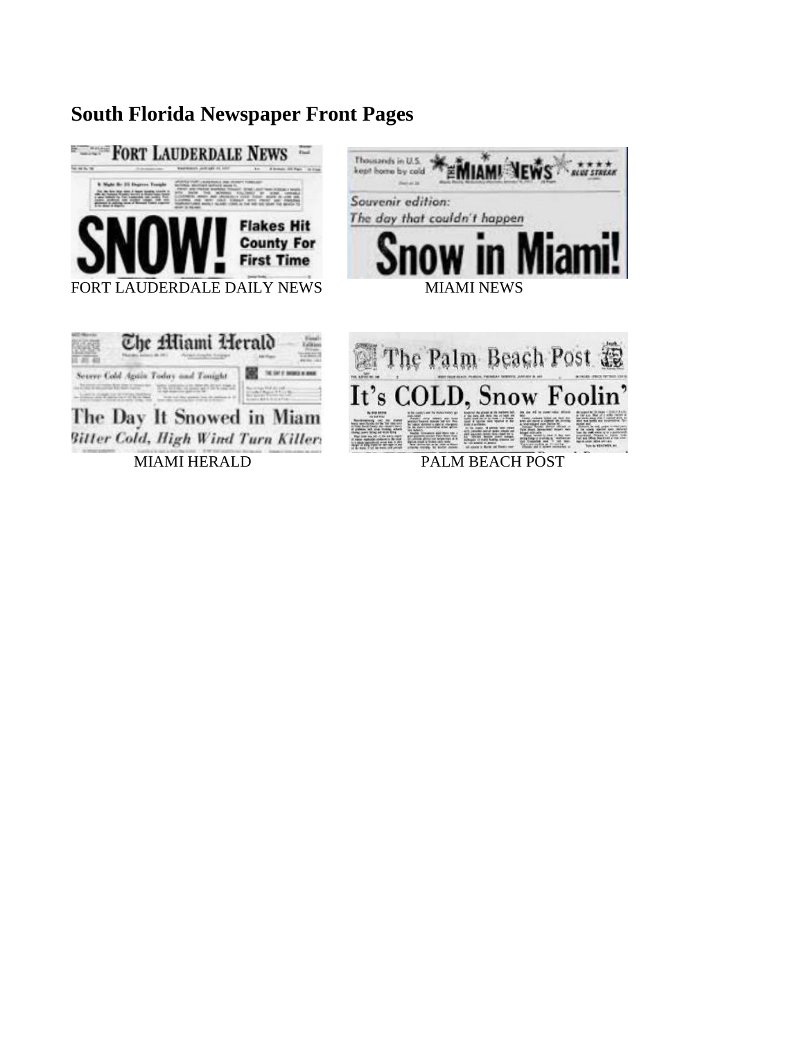## South Florida Newspaper Front Pages

FORT LAUDERDALE DAILY NEWS

MIAMI NEWS

MIAMI HERALD

PALM BEACH POST